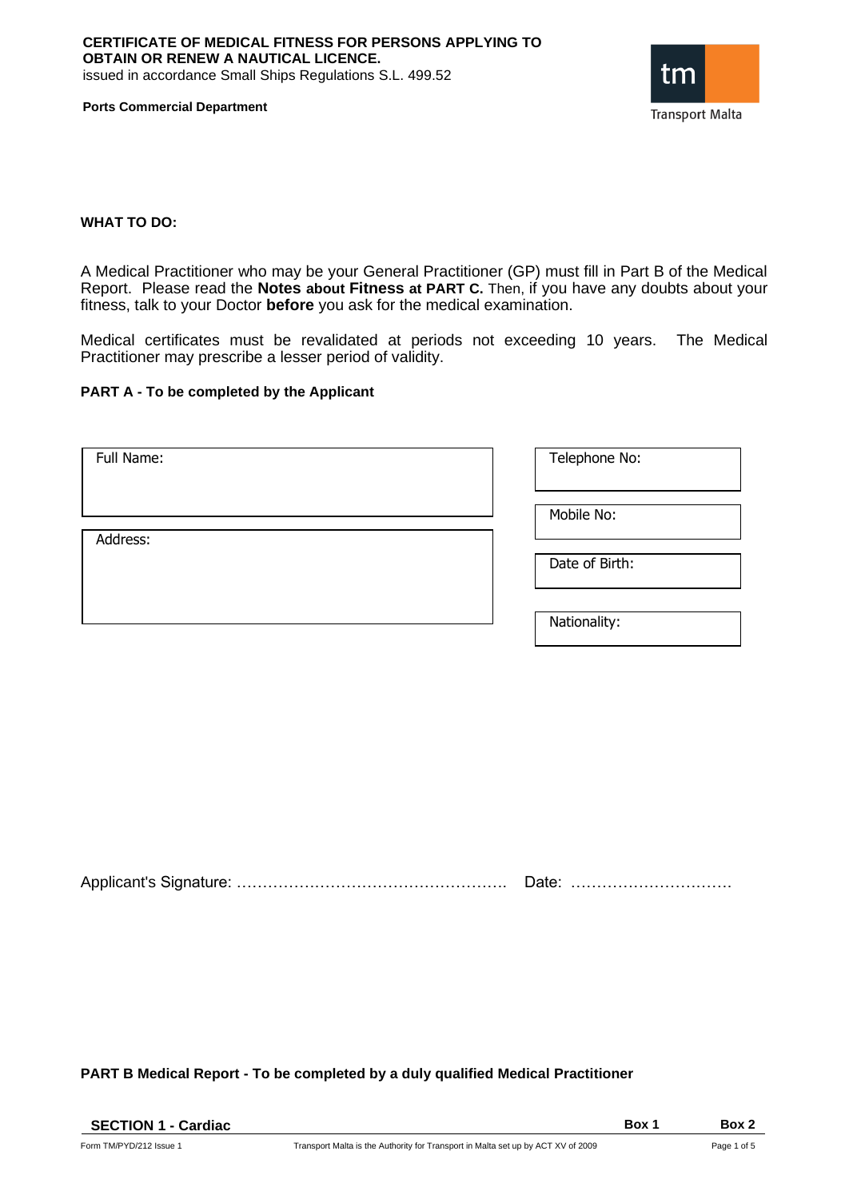**CERTIFICATE OF MEDICAL FITNESS FOR PERSONS APPLYING TO OBTAIN OR RENEW A NAUTICAL LICENCE.**
issued in accordance Small Ships Regulations S.L. 499.52

**Ports Commercial Department**

Transport Malta

**WHAT TO DO:**

A Medical Practitioner who may be your General Practitioner (GP) must fill in Part B of the Medical Report. Please read the **Notes about Fitness at PART C.** Then, if you have any doubts about your fitness, talk to your Doctor **before** you ask for the medical examination.

Medical certificates must be revalidated at periods not exceeding 10 years. The Medical Practitioner may prescribe a lesser period of validity.

**PART A - To be completed by the Applicant**

| | |
|---|---|
| Full Name: | Telephone No: |
| | Mobile No: |
| Address: | Date of Birth: |
| | Nationality: |

Applicant's Signature: …………………………………………… Date: …………………………

**PART B Medical Report - To be completed by a duly qualified Medical Practitioner**

| **SECTION 1 - Cardiac** | **Box 1** | **Box 2** |
|---|---|---|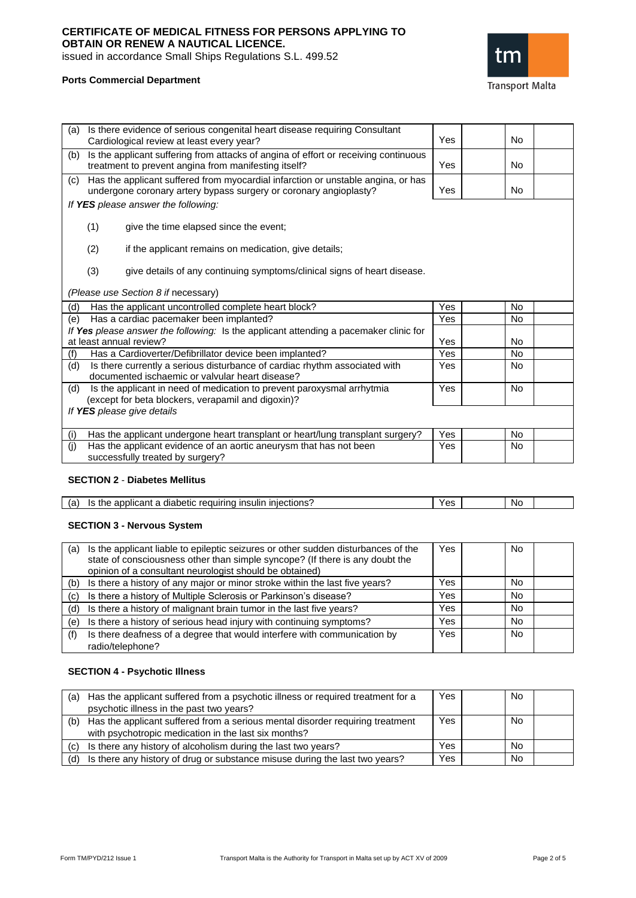**CERTIFICATE OF MEDICAL FITNESS FOR PERSONS APPLYING TO OBTAIN OR RENEW A NAUTICAL LICENCE.**

issued in accordance Small Ships Regulations S.L. 499.52

**Ports Commercial Department**

Transport Malta

| | | | | | |
|---|---|---|---|---|---|
| (a) | Is there evidence of serious congenital heart disease requiring Consultant Cardiological review at least every year? | Yes | | No | |
| (b) | Is the applicant suffering from attacks of angina of effort or receiving continuous treatment to prevent angina from manifesting itself? | Yes | | No | |
| (c) | Has the applicant suffered from myocardial infarction or unstable angina, or has undergone coronary artery bypass surgery or coronary angioplasty? | Yes | | No | |

*If **YES** please answer the following:*

(1) give the time elapsed since the event;

(2) if the applicant remains on medication, give details;

(3) give details of any continuing symptoms/clinical signs of heart disease.

*(Please use Section 8 if* necessary)

| | | | | | |
|---|---|---|---|---|---|
| (d) | Has the applicant uncontrolled complete heart block? | Yes | | No | |
| (e) | Has a cardiac pacemaker been implanted? | Yes | | No | |
| | *If **Yes** please answer the following:* Is the applicant attending a pacemaker clinic for at least annual review? | Yes | | No | |
| (f) | Has a Cardioverter/Defibrillator device been implanted? | Yes | | No | |
| (d) | Is there currently a serious disturbance of cardiac rhythm associated with documented ischaemic or valvular heart disease? | Yes | | No | |
| (d) | Is the applicant in need of medication to prevent paroxysmal arrhytmia (except for beta blockers, verapamil and digoxin)? | Yes | | No | |

*If **YES** please give details*

| | | | | | |
|---|---|---|---|---|---|
| (i) | Has the applicant undergone heart transplant or heart/lung transplant surgery? | Yes | | No | |
| (j) | Has the applicant evidence of an aortic aneurysm that has not been successfully treated by surgery? | Yes | | No | |

#### SECTION 2 - Diabetes Mellitus

| | | | | | |
|---|---|---|---|---|---|
| (a) | Is the applicant a diabetic requiring insulin injections? | Yes | | No | |

#### SECTION 3 - Nervous System

| | | | | | |
|---|---|---|---|---|---|
| (a) | Is the applicant liable to epileptic seizures or other sudden disturbances of the state of consciousness other than simple syncope? (If there is any doubt the opinion of a consultant neurologist should be obtained) | Yes | | No | |
| (b) | Is there a history of any major or minor stroke within the last five years? | Yes | | No | |
| (c) | Is there a history of Multiple Sclerosis or Parkinson's disease? | Yes | | No | |
| (d) | Is there a history of malignant brain tumor in the last five years? | Yes | | No | |
| (e) | Is there a history of serious head injury with continuing symptoms? | Yes | | No | |
| (f) | Is there deafness of a degree that would interfere with communication by radio/telephone? | Yes | | No | |

#### SECTION 4 - Psychotic Illness

| | | | | | |
|---|---|---|---|---|---|
| (a) | Has the applicant suffered from a psychotic illness or required treatment for a psychotic illness in the past two years? | Yes | | No | |
| (b) | Has the applicant suffered from a serious mental disorder requiring treatment with psychotropic medication in the last six months? | Yes | | No | |
| (c) | Is there any history of alcoholism during the last two years? | Yes | | No | |
| (d) | Is there any history of drug or substance misuse during the last two years? | Yes | | No | |

Form TM/PYD/212 Issue 1 Transport Malta is the Authority for Transport in Malta set up by ACT XV of 2009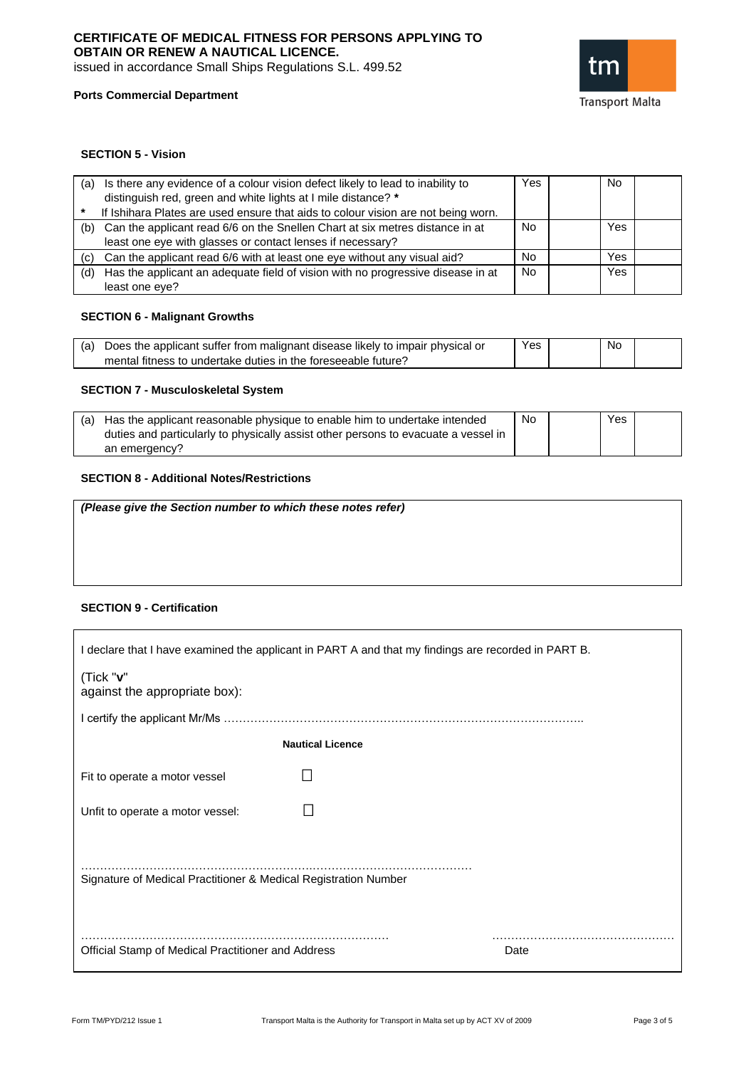**CERTIFICATE OF MEDICAL FITNESS FOR PERSONS APPLYING TO OBTAIN OR RENEW A NAUTICAL LICENCE.**
issued in accordance Small Ships Regulations S.L. 499.52

**Ports Commercial Department**

Transport Malta

### SECTION 5 - Vision

| | | | | | |
|---|---|---|---|---|---|
| (a) Is there any evidence of a colour vision defect likely to lead to inability to distinguish red, green and white lights at I mile distance? *<br>* If Ishihara Plates are used ensure that aids to colour vision are not being worn. | Yes | | No | |
| (b) Can the applicant read 6/6 on the Snellen Chart at six metres distance in at least one eye with glasses or contact lenses if necessary? | No | | Yes | |
| (c) Can the applicant read 6/6 with at least one eye without any visual aid? | No | | Yes | |
| (d) Has the applicant an adequate field of vision with no progressive disease in at least one eye? | No | | Yes | |

### SECTION 6 - Malignant Growths

| | | | | |
|---|---|---|---|---|
| (a) Does the applicant suffer from malignant disease likely to impair physical or mental fitness to undertake duties in the foreseeable future? | Yes | | No | |

### SECTION 7 - Musculoskeletal System

| | | | | |
|---|---|---|---|---|
| (a) Has the applicant reasonable physique to enable him to undertake intended duties and particularly to physically assist other persons to evacuate a vessel in an emergency? | No | | Yes | |

### SECTION 8 - Additional Notes/Restrictions

***(Please give the Section number to which these notes refer)***

### SECTION 9 - Certification

I declare that I have examined the applicant in PART A and that my findings are recorded in PART B.

(Tick "**v**" against the appropriate box):

I certify the applicant Mr/Ms …………………………………………………………………………………..

**Nautical Licence**

Fit to operate a motor vessel ☐

Unfit to operate a motor vessel: ☐

…………………………………………………………………………………………
Signature of Medical Practitioner & Medical Registration Number

……………………………………………………………………… ………………………………………
Official Stamp of Medical Practitioner and Address Date

Form TM/PYD/212 Issue 1 — Transport Malta is the Authority for Transport in Malta set up by ACT XV of 2009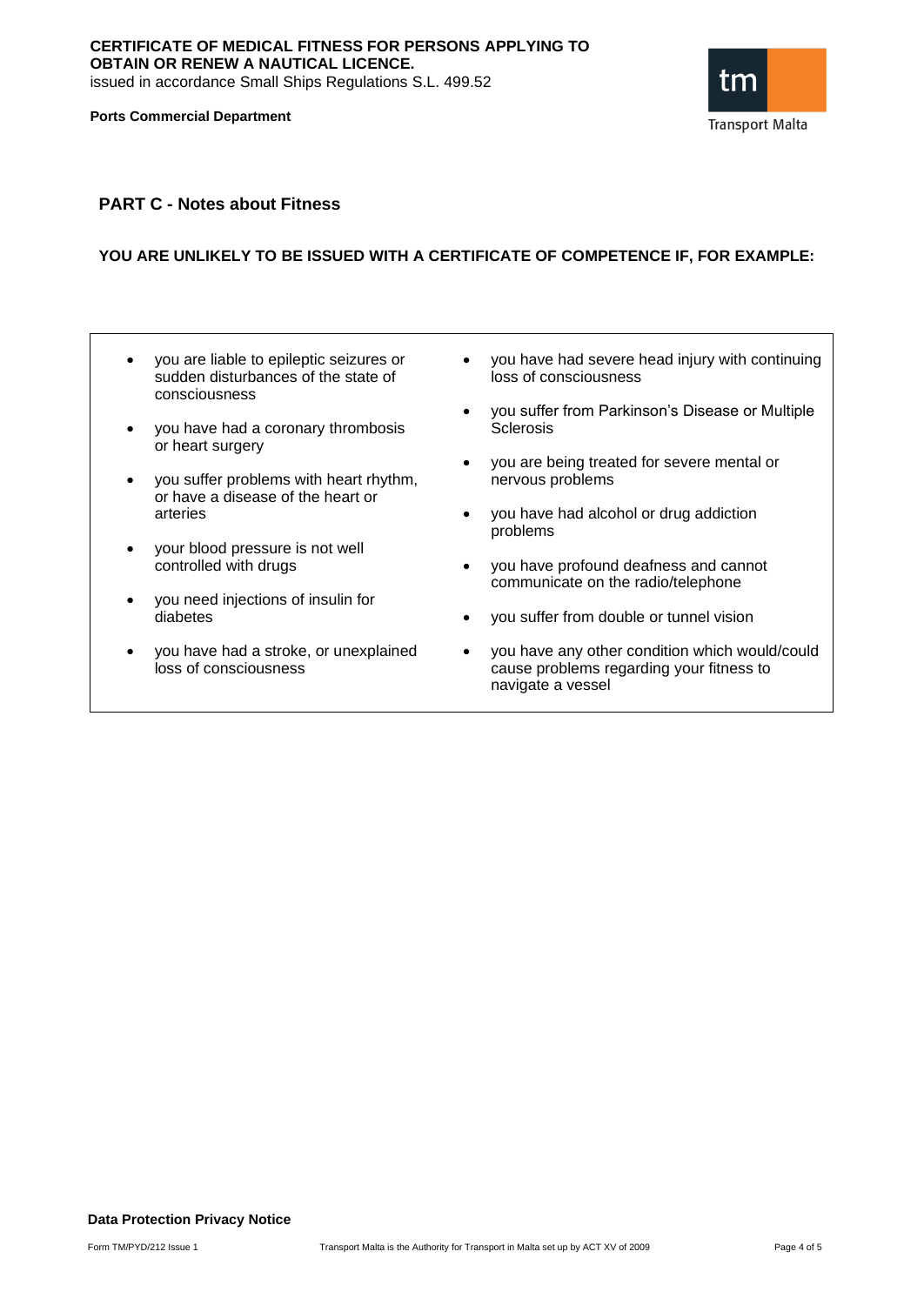**CERTIFICATE OF MEDICAL FITNESS FOR PERSONS APPLYING TO OBTAIN OR RENEW A NAUTICAL LICENCE.**
issued in accordance Small Ships Regulations S.L. 499.52

**Ports Commercial Department**

## PART C - Notes about Fitness

### YOU ARE UNLIKELY TO BE ISSUED WITH A CERTIFICATE OF COMPETENCE IF, FOR EXAMPLE:

- you are liable to epileptic seizures or sudden disturbances of the state of consciousness
- you have had a coronary thrombosis or heart surgery
- you suffer problems with heart rhythm, or have a disease of the heart or arteries
- your blood pressure is not well controlled with drugs
- you need injections of insulin for diabetes
- you have had a stroke, or unexplained loss of consciousness
- you have had severe head injury with continuing loss of consciousness
- you suffer from Parkinson's Disease or Multiple Sclerosis
- you are being treated for severe mental or nervous problems
- you have had alcohol or drug addiction problems
- you have profound deafness and cannot communicate on the radio/telephone
- you suffer from double or tunnel vision
- you have any other condition which would/could cause problems regarding your fitness to navigate a vessel

**Data Protection Privacy Notice**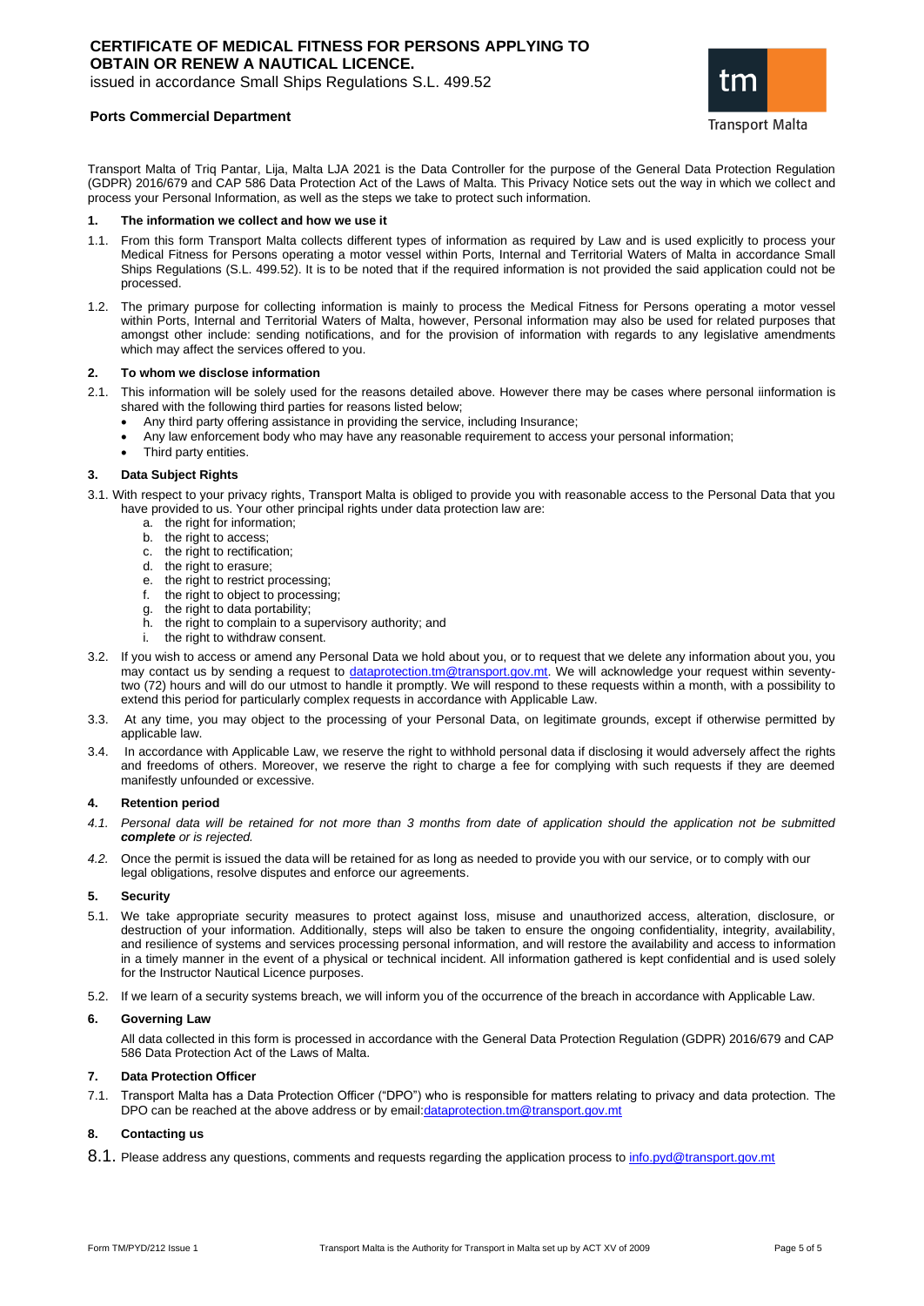# CERTIFICATE OF MEDICAL FITNESS FOR PERSONS APPLYING TO OBTAIN OR RENEW A NAUTICAL LICENCE.

issued in accordance Small Ships Regulations S.L. 499.52

**Ports Commercial Department**

Transport Malta of Triq Pantar, Lija, Malta LJA 2021 is the Data Controller for the purpose of the General Data Protection Regulation (GDPR) 2016/679 and CAP 586 Data Protection Act of the Laws of Malta. This Privacy Notice sets out the way in which we collect and process your Personal Information, as well as the steps we take to protect such information.

## 1. The information we collect and how we use it

1.1. From this form Transport Malta collects different types of information as required by Law and is used explicitly to process your Medical Fitness for Persons operating a motor vessel within Ports, Internal and Territorial Waters of Malta in accordance Small Ships Regulations (S.L. 499.52). It is to be noted that if the required information is not provided the said application could not be processed.

1.2. The primary purpose for collecting information is mainly to process the Medical Fitness for Persons operating a motor vessel within Ports, Internal and Territorial Waters of Malta, however, Personal information may also be used for related purposes that amongst other include: sending notifications, and for the provision of information with regards to any legislative amendments which may affect the services offered to you.

## 2. To whom we disclose information

2.1. This information will be solely used for the reasons detailed above. However there may be cases where personal iinformation is shared with the following third parties for reasons listed below;

- Any third party offering assistance in providing the service, including Insurance;
- Any law enforcement body who may have any reasonable requirement to access your personal information;
- Third party entities.

## 3. Data Subject Rights

3.1. With respect to your privacy rights, Transport Malta is obliged to provide you with reasonable access to the Personal Data that you have provided to us. Your other principal rights under data protection law are:

a. the right for information;
b. the right to access;
c. the right to rectification;
d. the right to erasure;
e. the right to restrict processing;
f. the right to object to processing;
g. the right to data portability;
h. the right to complain to a supervisory authority; and
i. the right to withdraw consent.

3.2. If you wish to access or amend any Personal Data we hold about you, or to request that we delete any information about you, you may contact us by sending a request to dataprotection.tm@transport.gov.mt. We will acknowledge your request within seventy-two (72) hours and will do our utmost to handle it promptly. We will respond to these requests within a month, with a possibility to extend this period for particularly complex requests in accordance with Applicable Law.

3.3. At any time, you may object to the processing of your Personal Data, on legitimate grounds, except if otherwise permitted by applicable law.

3.4. In accordance with Applicable Law, we reserve the right to withhold personal data if disclosing it would adversely affect the rights and freedoms of others. Moreover, we reserve the right to charge a fee for complying with such requests if they are deemed manifestly unfounded or excessive.

## 4. Retention period

*4.1. Personal data will be retained for not more than 3 months from date of application should the application not be submitted **complete** or is rejected.*

*4.2.* Once the permit is issued the data will be retained for as long as needed to provide you with our service, or to comply with our legal obligations, resolve disputes and enforce our agreements.

## 5. Security

5.1. We take appropriate security measures to protect against loss, misuse and unauthorized access, alteration, disclosure, or destruction of your information. Additionally, steps will also be taken to ensure the ongoing confidentiality, integrity, availability, and resilience of systems and services processing personal information, and will restore the availability and access to information in a timely manner in the event of a physical or technical incident. All information gathered is kept confidential and is used solely for the Instructor Nautical Licence purposes.

5.2. If we learn of a security systems breach, we will inform you of the occurrence of the breach in accordance with Applicable Law.

## 6. Governing Law

All data collected in this form is processed in accordance with the General Data Protection Regulation (GDPR) 2016/679 and CAP 586 Data Protection Act of the Laws of Malta.

## 7. Data Protection Officer

7.1. Transport Malta has a Data Protection Officer ("DPO") who is responsible for matters relating to privacy and data protection. The DPO can be reached at the above address or by email:dataprotection.tm@transport.gov.mt

## 8. Contacting us

8.1. Please address any questions, comments and requests regarding the application process to info.pyd@transport.gov.mt

Form TM/PYD/212 Issue 1 — Transport Malta is the Authority for Transport in Malta set up by ACT XV of 2009